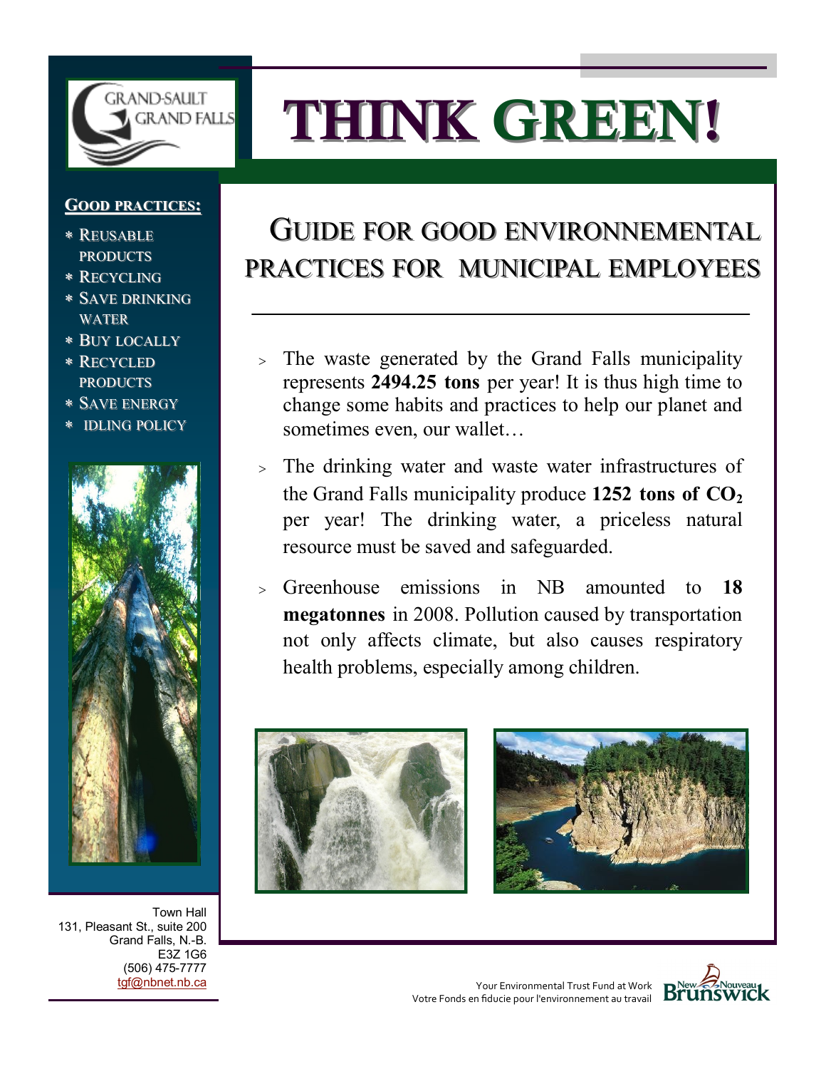# THINK GREEN!

## Guide for good environnemental practices for municipal employees

**Good practices:**

- Reusable products
- Recycling
- Save drinking water
- Buy locally
- Recycled products
- Save energy
- Idling policy

> The waste generated by the Grand Falls municipality represents **2494.25 tons** per year! It is thus high time to change some habits and practices to help our planet and sometimes even, our wallet…

> The drinking water and waste water infrastructures of the Grand Falls municipality produce **1252 tons of $CO_2$** per year! The drinking water, a priceless natural resource must be saved and safeguarded.

> Greenhouse emissions in NB amounted to **18 megatonnes** in 2008. Pollution caused by transportation not only affects climate, but also causes respiratory health problems, especially among children.

Town Hall
131, Pleasant St., suite 200
Grand Falls, N.-B.
E3Z 1G6
(506) 475-7777
tgf@nbnet.nb.ca

Your Environmental Trust Fund at Work
Votre Fonds en fiducie pour l'environnement au travail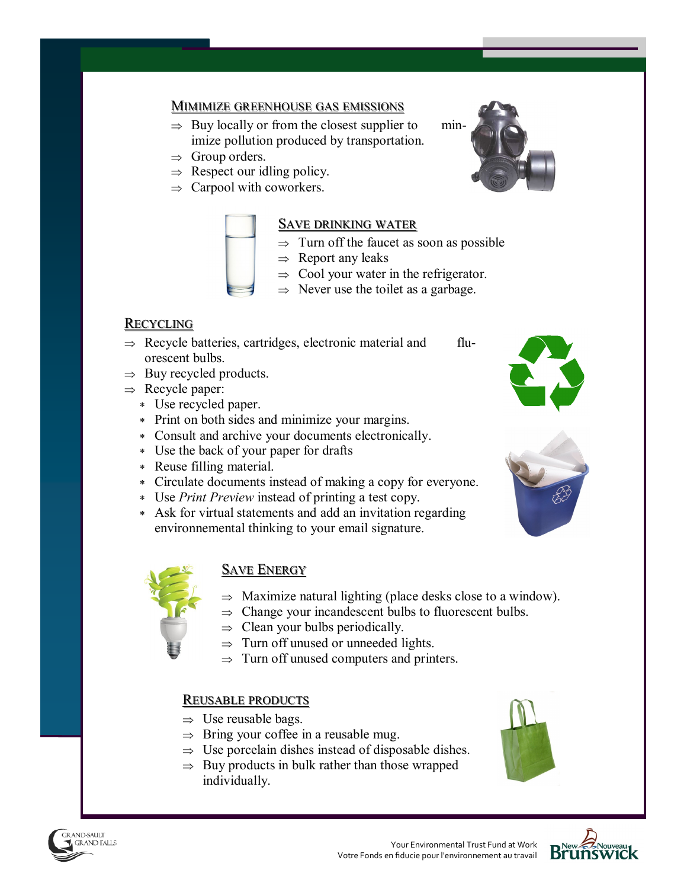## Mimimize greenhouse gas emissions

- Buy locally or from the closest supplier to minimize pollution produced by transportation.
- Group orders.
- Respect our idling policy.
- Carpool with coworkers.

## Save drinking water

- Turn off the faucet as soon as possible
- Report any leaks
- Cool your water in the refrigerator.
- Never use the toilet as a garbage.

## Recycling

- Recycle batteries, cartridges, electronic material and fluorescent bulbs.
- Buy recycled products.
- Recycle paper:
  - Use recycled paper.
  - Print on both sides and minimize your margins.
  - Consult and archive your documents electronically.
  - Use the back of your paper for drafts
  - Reuse filling material.
  - Circulate documents instead of making a copy for everyone.
  - Use *Print Preview* instead of printing a test copy.
  - Ask for virtual statements and add an invitation regarding environemental thinking to your email signature.

## Save Energy

- Maximize natural lighting (place desks close to a window).
- Change your incandescent bulbs to fluorescent bulbs.
- Clean your bulbs periodically.
- Turn off unused or unneeded lights.
- Turn off unused computers and printers.

## Reusable products

- Use reusable bags.
- Bring your coffee in a reusable mug.
- Use porcelain dishes instead of disposable dishes.
- Buy products in bulk rather than those wrapped individually.

Grand-Sault Grand Falls

Your Environmental Trust Fund at Work
Votre Fonds en fiducie pour l'environnement au travail

New Nouveau Brunswick